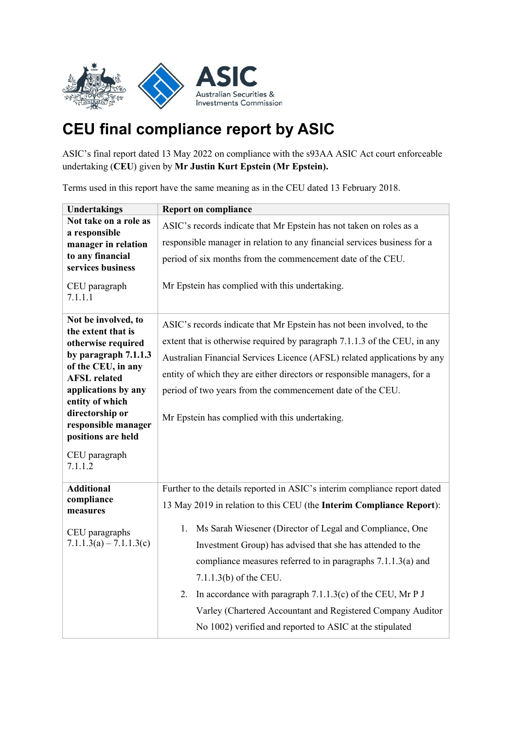# CEU final compliance report by ASIC

ASIC's final report dated 13 May 2022 on compliance with the s93AA ASIC Act court enforceable undertaking (**CEU**) given by **Mr Justin Kurt Epstein (Mr Epstein).**

Terms used in this report have the same meaning as in the CEU dated 13 February 2018.

| Undertakings | Report on compliance |
|---|---|
| **Not take on a role as a responsible manager in relation to any financial services business**<br><br>CEU paragraph 7.1.1.1 | ASIC's records indicate that Mr Epstein has not taken on roles as a responsible manager in relation to any financial services business for a period of six months from the commencement date of the CEU.<br><br>Mr Epstein has complied with this undertaking. |
| **Not be involved, to the extent that is otherwise required by paragraph 7.1.1.3 of the CEU, in any AFSL related applications by any entity of which directorship or responsible manager positions are held**<br><br>CEU paragraph 7.1.1.2 | ASIC's records indicate that Mr Epstein has not been involved, to the extent that is otherwise required by paragraph 7.1.1.3 of the CEU, in any Australian Financial Services Licence (AFSL) related applications by any entity of which they are either directors or responsible managers, for a period of two years from the commencement date of the CEU.<br><br>Mr Epstein has complied with this undertaking. |
| **Additional compliance measures**<br><br>CEU paragraphs 7.1.1.3(a) – 7.1.1.3(c) | Further to the details reported in ASIC's interim compliance report dated 13 May 2019 in relation to this CEU (the **Interim Compliance Report**):<br><br>1. Ms Sarah Wiesener (Director of Legal and Compliance, One Investment Group) has advised that she has attended to the compliance measures referred to in paragraphs 7.1.1.3(a) and 7.1.1.3(b) of the CEU.<br>2. In accordance with paragraph 7.1.1.3(c) of the CEU, Mr P J Varley (Chartered Accountant and Registered Company Auditor No 1002) verified and reported to ASIC at the stipulated |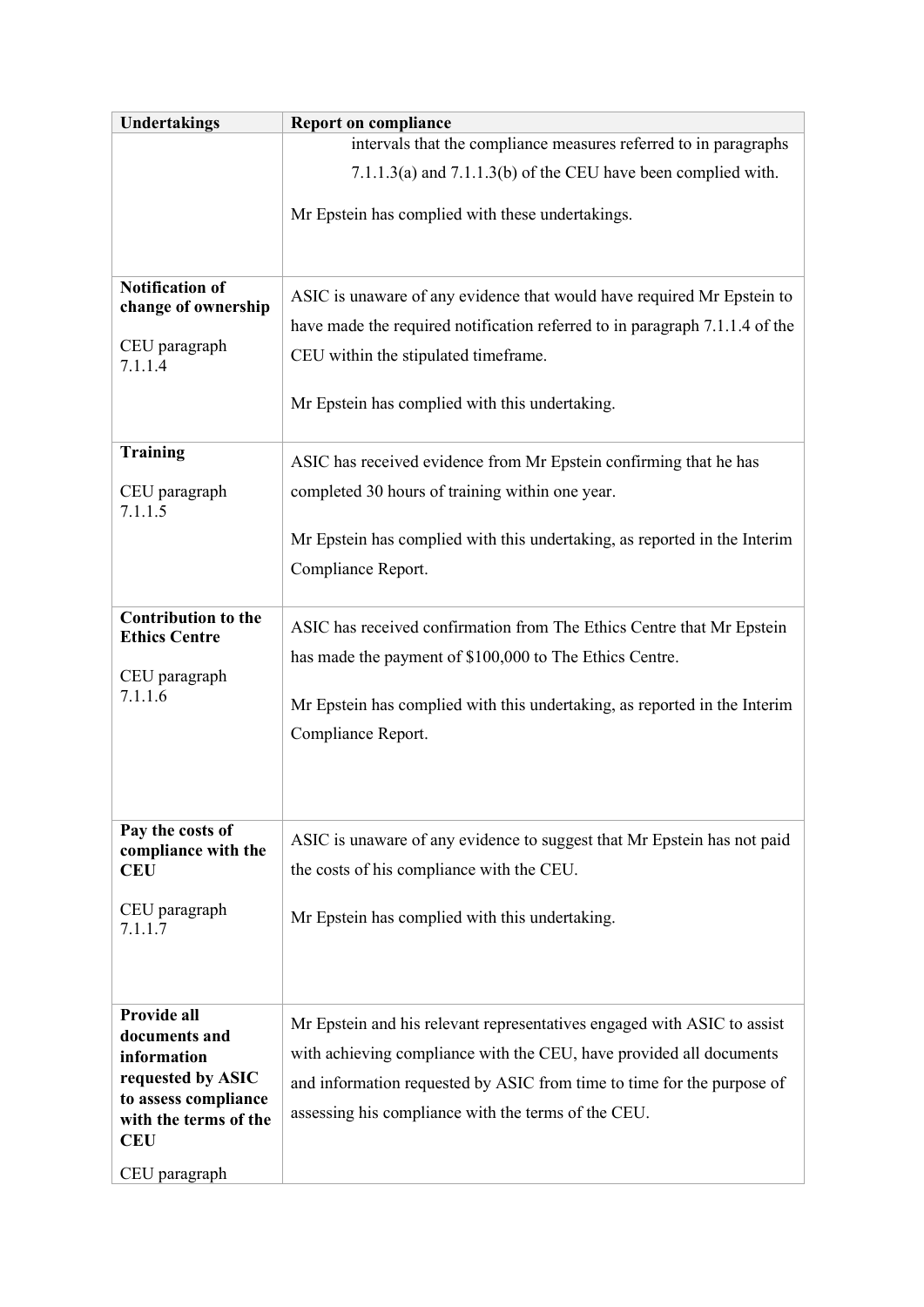| Undertakings | Report on compliance |
|---|---|
| | intervals that the compliance measures referred to in paragraphs 7.1.1.3(a) and 7.1.1.3(b) of the CEU have been complied with.<br><br>Mr Epstein has complied with these undertakings. |
| **Notification of change of ownership**<br><br>CEU paragraph 7.1.1.4 | ASIC is unaware of any evidence that would have required Mr Epstein to have made the required notification referred to in paragraph 7.1.1.4 of the CEU within the stipulated timeframe.<br><br>Mr Epstein has complied with this undertaking. |
| **Training**<br><br>CEU paragraph 7.1.1.5 | ASIC has received evidence from Mr Epstein confirming that he has completed 30 hours of training within one year.<br><br>Mr Epstein has complied with this undertaking, as reported in the Interim Compliance Report. |
| **Contribution to the Ethics Centre**<br><br>CEU paragraph 7.1.1.6 | ASIC has received confirmation from The Ethics Centre that Mr Epstein has made the payment of $100,000 to The Ethics Centre.<br><br>Mr Epstein has complied with this undertaking, as reported in the Interim Compliance Report. |
| **Pay the costs of compliance with the CEU**<br><br>CEU paragraph 7.1.1.7 | ASIC is unaware of any evidence to suggest that Mr Epstein has not paid the costs of his compliance with the CEU.<br><br>Mr Epstein has complied with this undertaking. |
| **Provide all documents and information requested by ASIC to assess compliance with the terms of the CEU**<br><br>CEU paragraph | Mr Epstein and his relevant representatives engaged with ASIC to assist with achieving compliance with the CEU, have provided all documents and information requested by ASIC from time to time for the purpose of assessing his compliance with the terms of the CEU. |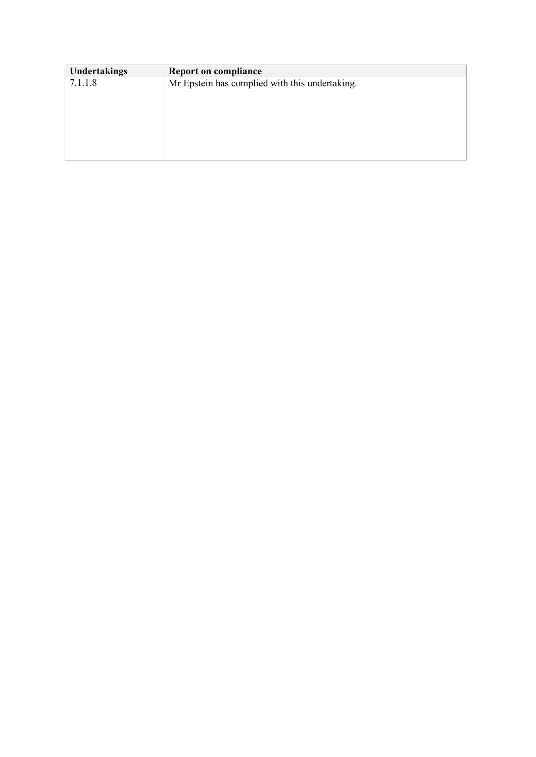| Undertakings | Report on compliance |
| --- | --- |
| 7.1.1.8 | Mr Epstein has complied with this undertaking. |